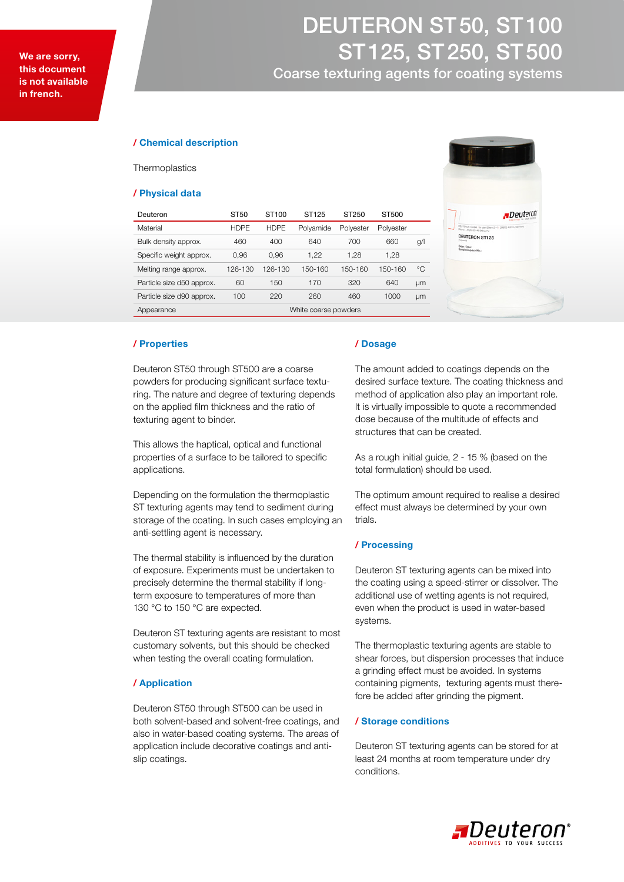We are sorry, this document is not available in french.

# DEUTERON ST 50, ST 100 ST 125, ST 250, ST 500

Coarse texturing agents for coating systems

## / Chemical description

Thermoplastics

## / Physical data

| Deuteron | ST50 | ST100 | ST125 | ST250 | ST500 | |
|---|---|---|---|---|---|---|
| Material | HDPE | HDPE | Polyamide | Polyester | Polyester | |
| Bulk density approx. | 460 | 400 | 640 | 700 | 660 | g/l |
| Specific weight approx. | 0,96 | 0,96 | 1,22 | 1,28 | 1,28 | |
| Melting range approx. | 126-130 | 126-130 | 150-160 | 150-160 | 150-160 | °C |
| Particle size d50 approx. | 60 | 150 | 170 | 320 | 640 | µm |
| Particle size d90 approx. | 100 | 220 | 260 | 460 | 1000 | µm |
| Appearance | | | White coarse powders | | | |

## / Properties

Deuteron ST50 through ST500 are a coarse powders for producing significant surface texturing. The nature and degree of texturing depends on the applied film thickness and the ratio of texturing agent to binder.

This allows the haptical, optical and functional properties of a surface to be tailored to specific applications.

Depending on the formulation the thermoplastic ST texturing agents may tend to sediment during storage of the coating. In such cases employing an anti-settling agent is necessary.

The thermal stability is influenced by the duration of exposure. Experiments must be undertaken to precisely determine the thermal stability if long-term exposure to temperatures of more than 130 °C to 150 °C are expected.

Deuteron ST texturing agents are resistant to most customary solvents, but this should be checked when testing the overall coating formulation.

## / Application

Deuteron ST50 through ST500 can be used in both solvent-based and solvent-free coatings, and also in water-based coating systems. The areas of application include decorative coatings and anti-slip coatings.

## / Dosage

The amount added to coatings depends on the desired surface texture. The coating thickness and method of application also play an important role. It is virtually impossible to quote a recommended dose because of the multitude of effects and structures that can be created.

As a rough initial guide, 2 - 15 % (based on the total formulation) should be used.

The optimum amount required to realise a desired effect must always be determined by your own trials.

## / Processing

Deuteron ST texturing agents can be mixed into the coating using a speed-stirrer or dissolver. The additional use of wetting agents is not required, even when the product is used in water-based systems.

The thermoplastic texturing agents are stable to shear forces, but dispersion processes that induce a grinding effect must be avoided. In systems containing pigments, texturing agents must therefore be added after grinding the pigment.

## / Storage conditions

Deuteron ST texturing agents can be stored for at least 24 months at room temperature under dry conditions.

Deuteron®
ADDITIVES TO YOUR SUCCESS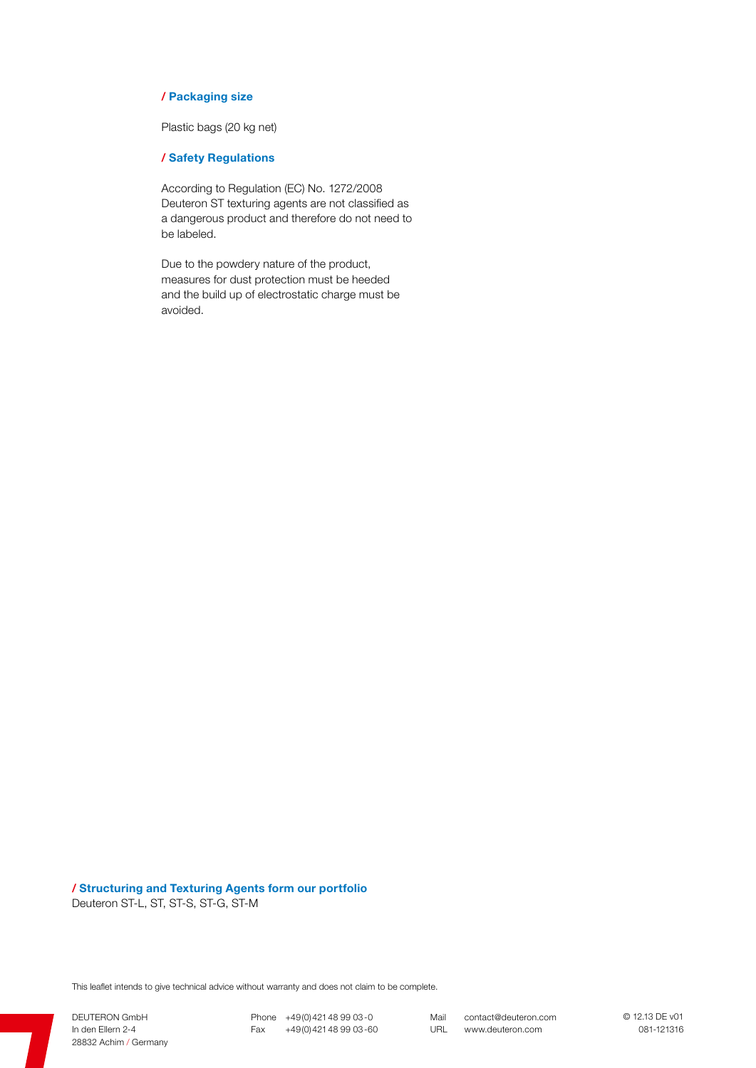## / Packaging size

Plastic bags (20 kg net)

## / Safety Regulations

According to Regulation (EC) No. 1272/2008 Deuteron ST texturing agents are not classified as a dangerous product and therefore do not need to be labeled.

Due to the powdery nature of the product, measures for dust protection must be heeded and the build up of electrostatic charge must be avoided.

## / Structuring and Texturing Agents form our portfolio

Deuteron ST-L, ST, ST-S, ST-G, ST-M

This leaflet intends to give technical advice without warranty and does not claim to be complete.

DEUTERON GmbH
In den Ellern 2-4
28832 Achim / Germany

Phone +49(0)421 48 99 03-0
Fax +49(0)421 48 99 03-60

Mail contact@deuteron.com
URL www.deuteron.com

© 12.13 DE v01
081-121316